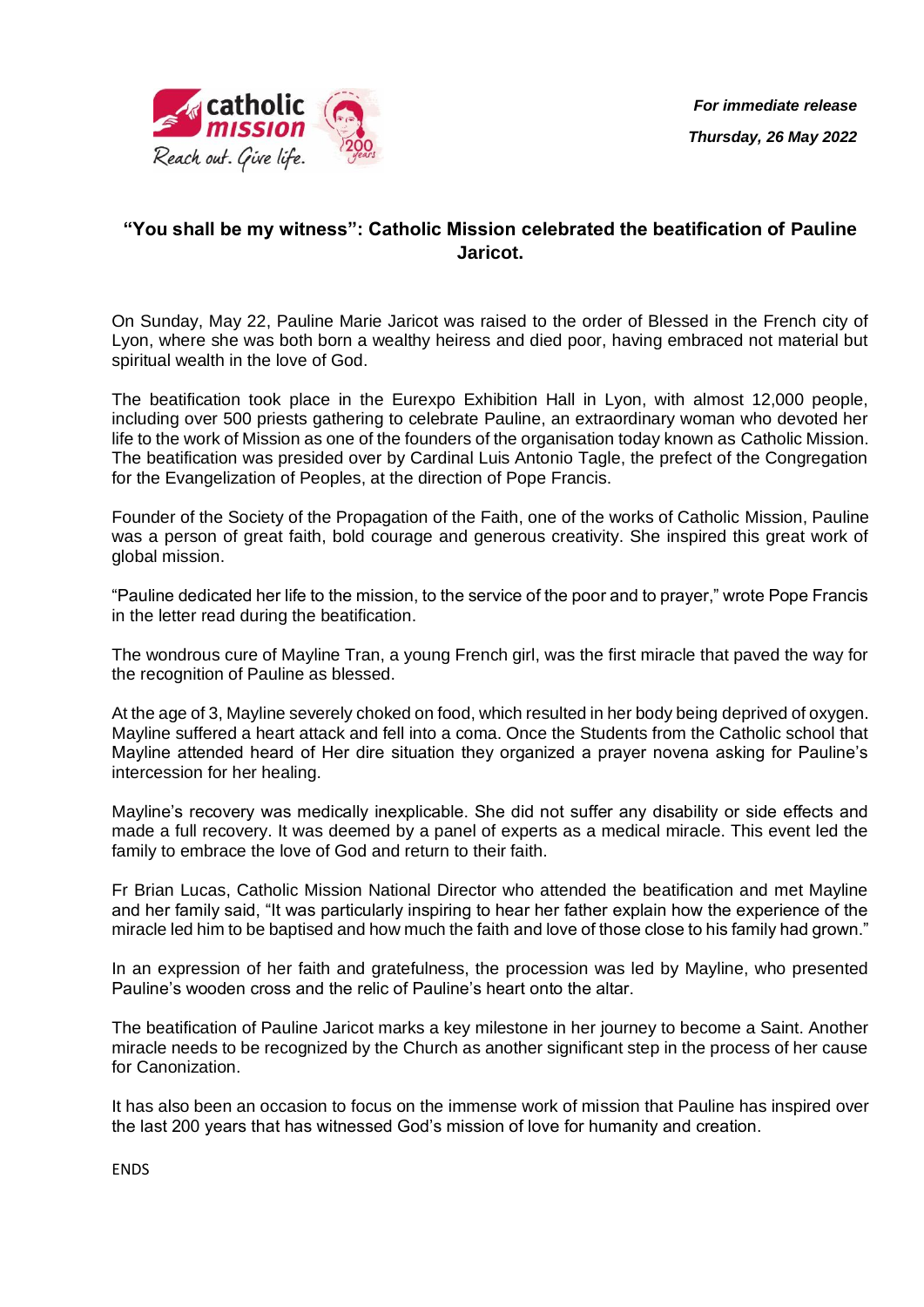*For immediate release*

*Thursday, 26 May 2022*

## **"You shall be my witness": Catholic Mission celebrated the beatification of Pauline Jaricot.**

On Sunday, May 22, Pauline Marie Jaricot was raised to the order of Blessed in the French city of Lyon, where she was both born a wealthy heiress and died poor, having embraced not material but spiritual wealth in the love of God.

The beatification took place in the Eurexpo Exhibition Hall in Lyon, with almost 12,000 people, including over 500 priests gathering to celebrate Pauline, an extraordinary woman who devoted her life to the work of Mission as one of the founders of the organisation today known as Catholic Mission. The beatification was presided over by Cardinal Luis Antonio Tagle, the prefect of the Congregation for the Evangelization of Peoples, at the direction of Pope Francis.

Founder of the Society of the Propagation of the Faith, one of the works of Catholic Mission, Pauline was a person of great faith, bold courage and generous creativity. She inspired this great work of global mission.

"Pauline dedicated her life to the mission, to the service of the poor and to prayer," wrote Pope Francis in the letter read during the beatification.

The wondrous cure of Mayline Tran, a young French girl, was the first miracle that paved the way for the recognition of Pauline as blessed.

At the age of 3, Mayline severely choked on food, which resulted in her body being deprived of oxygen. Mayline suffered a heart attack and fell into a coma. Once the Students from the Catholic school that Mayline attended heard of Her dire situation they organized a prayer novena asking for Pauline's intercession for her healing.

Mayline's recovery was medically inexplicable. She did not suffer any disability or side effects and made a full recovery. It was deemed by a panel of experts as a medical miracle. This event led the family to embrace the love of God and return to their faith.

Fr Brian Lucas, Catholic Mission National Director who attended the beatification and met Mayline and her family said, "It was particularly inspiring to hear her father explain how the experience of the miracle led him to be baptised and how much the faith and love of those close to his family had grown."

In an expression of her faith and gratefulness, the procession was led by Mayline, who presented Pauline's wooden cross and the relic of Pauline's heart onto the altar.

The beatification of Pauline Jaricot marks a key milestone in her journey to become a Saint. Another miracle needs to be recognized by the Church as another significant step in the process of her cause for Canonization.

It has also been an occasion to focus on the immense work of mission that Pauline has inspired over the last 200 years that has witnessed God's mission of love for humanity and creation.

ENDS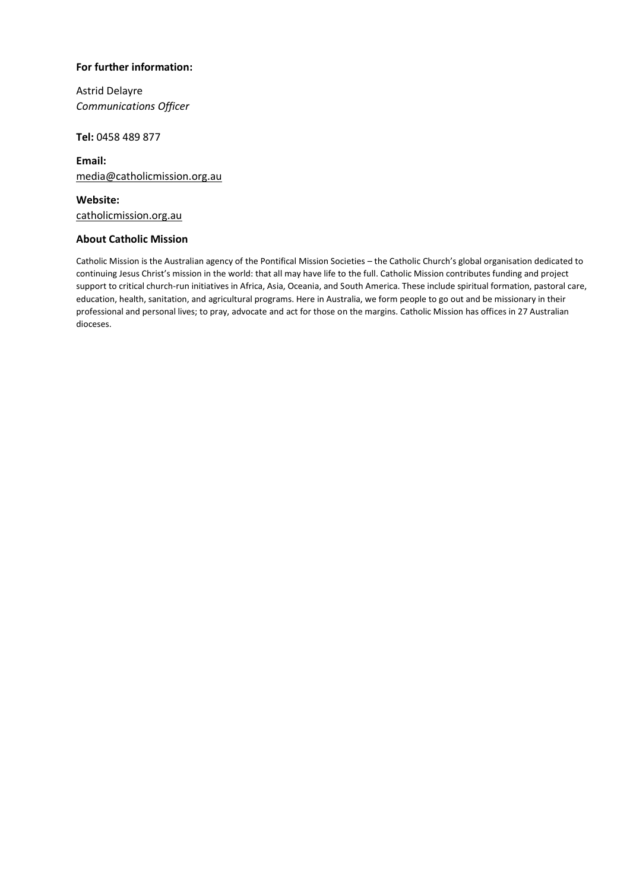**For further information:**

Astrid Delayre
*Communications Officer*

**Tel:** 0458 489 877

**Email:**
media@catholicmission.org.au

**Website:**
catholicmission.org.au

### About Catholic Mission

Catholic Mission is the Australian agency of the Pontifical Mission Societies – the Catholic Church's global organisation dedicated to continuing Jesus Christ's mission in the world: that all may have life to the full. Catholic Mission contributes funding and project support to critical church-run initiatives in Africa, Asia, Oceania, and South America. These include spiritual formation, pastoral care, education, health, sanitation, and agricultural programs. Here in Australia, we form people to go out and be missionary in their professional and personal lives; to pray, advocate and act for those on the margins. Catholic Mission has offices in 27 Australian dioceses.